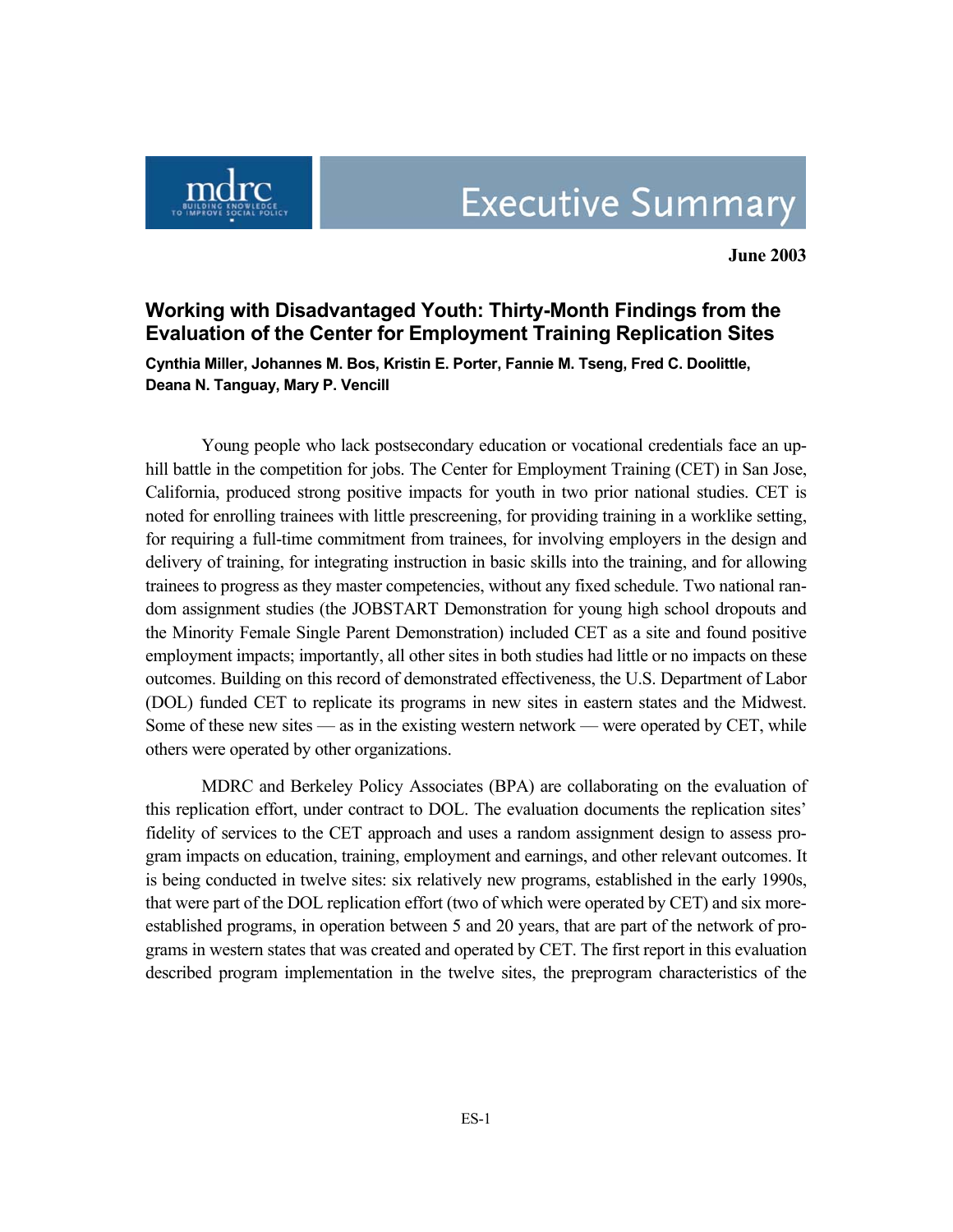# Executive Summary

**June 2003**

## Working with Disadvantaged Youth: Thirty-Month Findings from the Evaluation of the Center for Employment Training Replication Sites

**Cynthia Miller, Johannes M. Bos, Kristin E. Porter, Fannie M. Tseng, Fred C. Doolittle, Deana N. Tanguay, Mary P. Vencill**

Young people who lack postsecondary education or vocational credentials face an uphill battle in the competition for jobs. The Center for Employment Training (CET) in San Jose, California, produced strong positive impacts for youth in two prior national studies. CET is noted for enrolling trainees with little prescreening, for providing training in a worklike setting, for requiring a full-time commitment from trainees, for involving employers in the design and delivery of training, for integrating instruction in basic skills into the training, and for allowing trainees to progress as they master competencies, without any fixed schedule. Two national random assignment studies (the JOBSTART Demonstration for young high school dropouts and the Minority Female Single Parent Demonstration) included CET as a site and found positive employment impacts; importantly, all other sites in both studies had little or no impacts on these outcomes. Building on this record of demonstrated effectiveness, the U.S. Department of Labor (DOL) funded CET to replicate its programs in new sites in eastern states and the Midwest. Some of these new sites — as in the existing western network — were operated by CET, while others were operated by other organizations.

MDRC and Berkeley Policy Associates (BPA) are collaborating on the evaluation of this replication effort, under contract to DOL. The evaluation documents the replication sites' fidelity of services to the CET approach and uses a random assignment design to assess program impacts on education, training, employment and earnings, and other relevant outcomes. It is being conducted in twelve sites: six relatively new programs, established in the early 1990s, that were part of the DOL replication effort (two of which were operated by CET) and six more-established programs, in operation between 5 and 20 years, that are part of the network of programs in western states that was created and operated by CET. The first report in this evaluation described program implementation in the twelve sites, the preprogram characteristics of the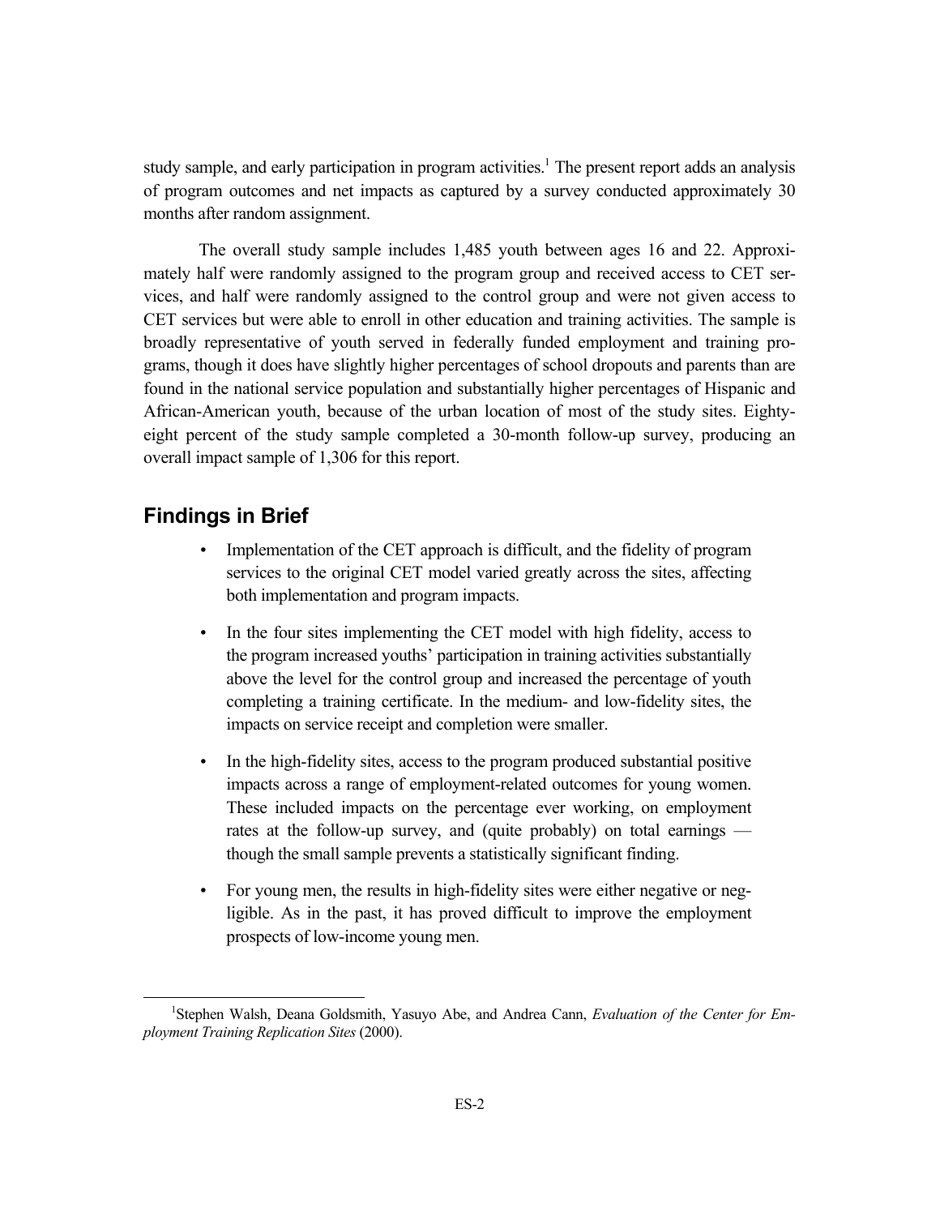study sample, and early participation in program activities.[1] The present report adds an analysis of program outcomes and net impacts as captured by a survey conducted approximately 30 months after random assignment.

The overall study sample includes 1,485 youth between ages 16 and 22. Approximately half were randomly assigned to the program group and received access to CET services, and half were randomly assigned to the control group and were not given access to CET services but were able to enroll in other education and training activities. The sample is broadly representative of youth served in federally funded employment and training programs, though it does have slightly higher percentages of school dropouts and parents than are found in the national service population and substantially higher percentages of Hispanic and African-American youth, because of the urban location of most of the study sites. Eighty-eight percent of the study sample completed a 30-month follow-up survey, producing an overall impact sample of 1,306 for this report.

## Findings in Brief

- Implementation of the CET approach is difficult, and the fidelity of program services to the original CET model varied greatly across the sites, affecting both implementation and program impacts.
- In the four sites implementing the CET model with high fidelity, access to the program increased youths' participation in training activities substantially above the level for the control group and increased the percentage of youth completing a training certificate. In the medium- and low-fidelity sites, the impacts on service receipt and completion were smaller.
- In the high-fidelity sites, access to the program produced substantial positive impacts across a range of employment-related outcomes for young women. These included impacts on the percentage ever working, on employment rates at the follow-up survey, and (quite probably) on total earnings — though the small sample prevents a statistically significant finding.
- For young men, the results in high-fidelity sites were either negative or negligible. As in the past, it has proved difficult to improve the employment prospects of low-income young men.

[1] Stephen Walsh, Deana Goldsmith, Yasuyo Abe, and Andrea Cann, *Evaluation of the Center for Employment Training Replication Sites* (2000).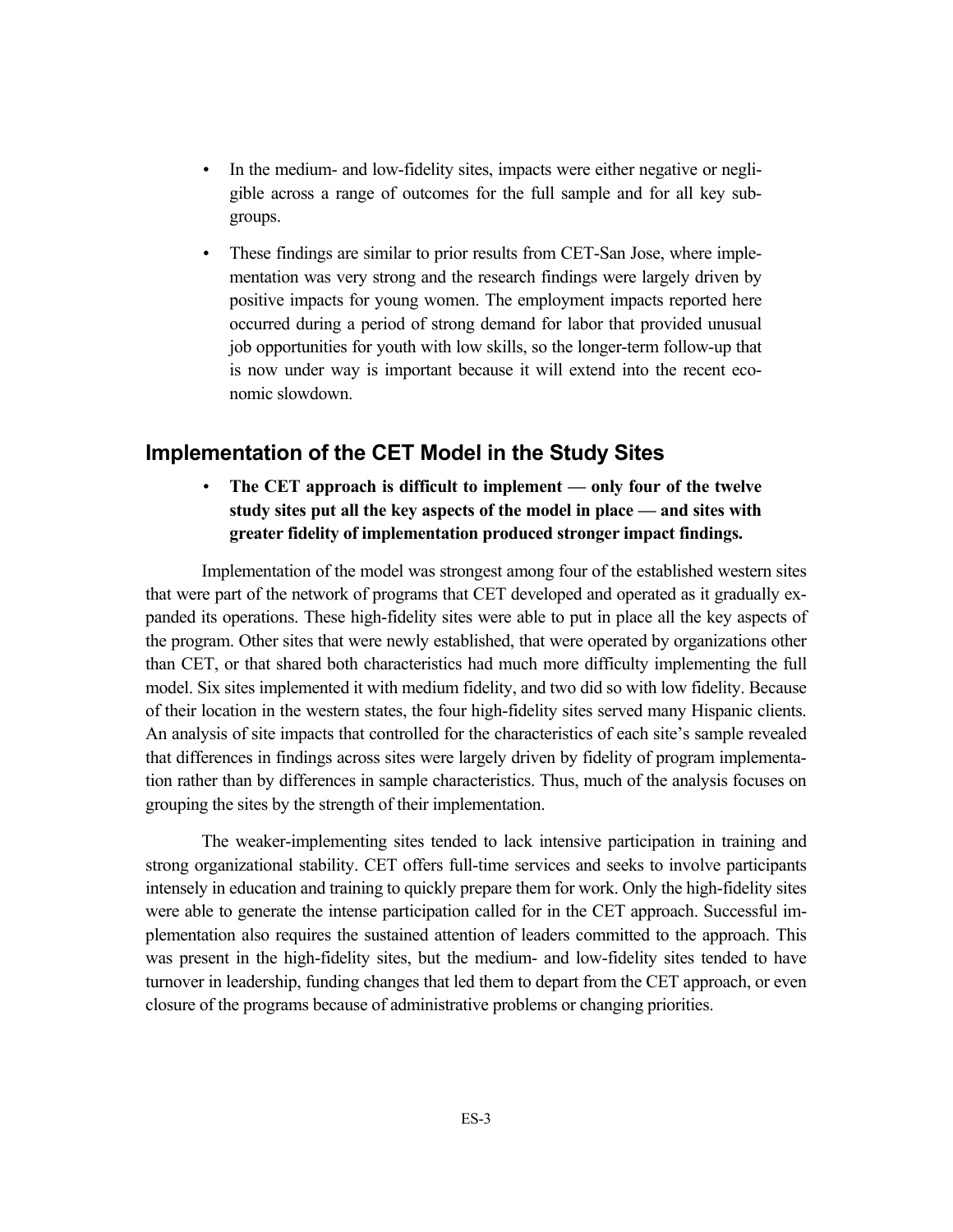- In the medium- and low-fidelity sites, impacts were either negative or negligible across a range of outcomes for the full sample and for all key subgroups.
- These findings are similar to prior results from CET-San Jose, where implementation was very strong and the research findings were largely driven by positive impacts for young women. The employment impacts reported here occurred during a period of strong demand for labor that provided unusual job opportunities for youth with low skills, so the longer-term follow-up that is now under way is important because it will extend into the recent economic slowdown.

## Implementation of the CET Model in the Study Sites

- **The CET approach is difficult to implement — only four of the twelve study sites put all the key aspects of the model in place — and sites with greater fidelity of implementation produced stronger impact findings.**

Implementation of the model was strongest among four of the established western sites that were part of the network of programs that CET developed and operated as it gradually expanded its operations. These high-fidelity sites were able to put in place all the key aspects of the program. Other sites that were newly established, that were operated by organizations other than CET, or that shared both characteristics had much more difficulty implementing the full model. Six sites implemented it with medium fidelity, and two did so with low fidelity. Because of their location in the western states, the four high-fidelity sites served many Hispanic clients. An analysis of site impacts that controlled for the characteristics of each site's sample revealed that differences in findings across sites were largely driven by fidelity of program implementation rather than by differences in sample characteristics. Thus, much of the analysis focuses on grouping the sites by the strength of their implementation.

The weaker-implementing sites tended to lack intensive participation in training and strong organizational stability. CET offers full-time services and seeks to involve participants intensely in education and training to quickly prepare them for work. Only the high-fidelity sites were able to generate the intense participation called for in the CET approach. Successful implementation also requires the sustained attention of leaders committed to the approach. This was present in the high-fidelity sites, but the medium- and low-fidelity sites tended to have turnover in leadership, funding changes that led them to depart from the CET approach, or even closure of the programs because of administrative problems or changing priorities.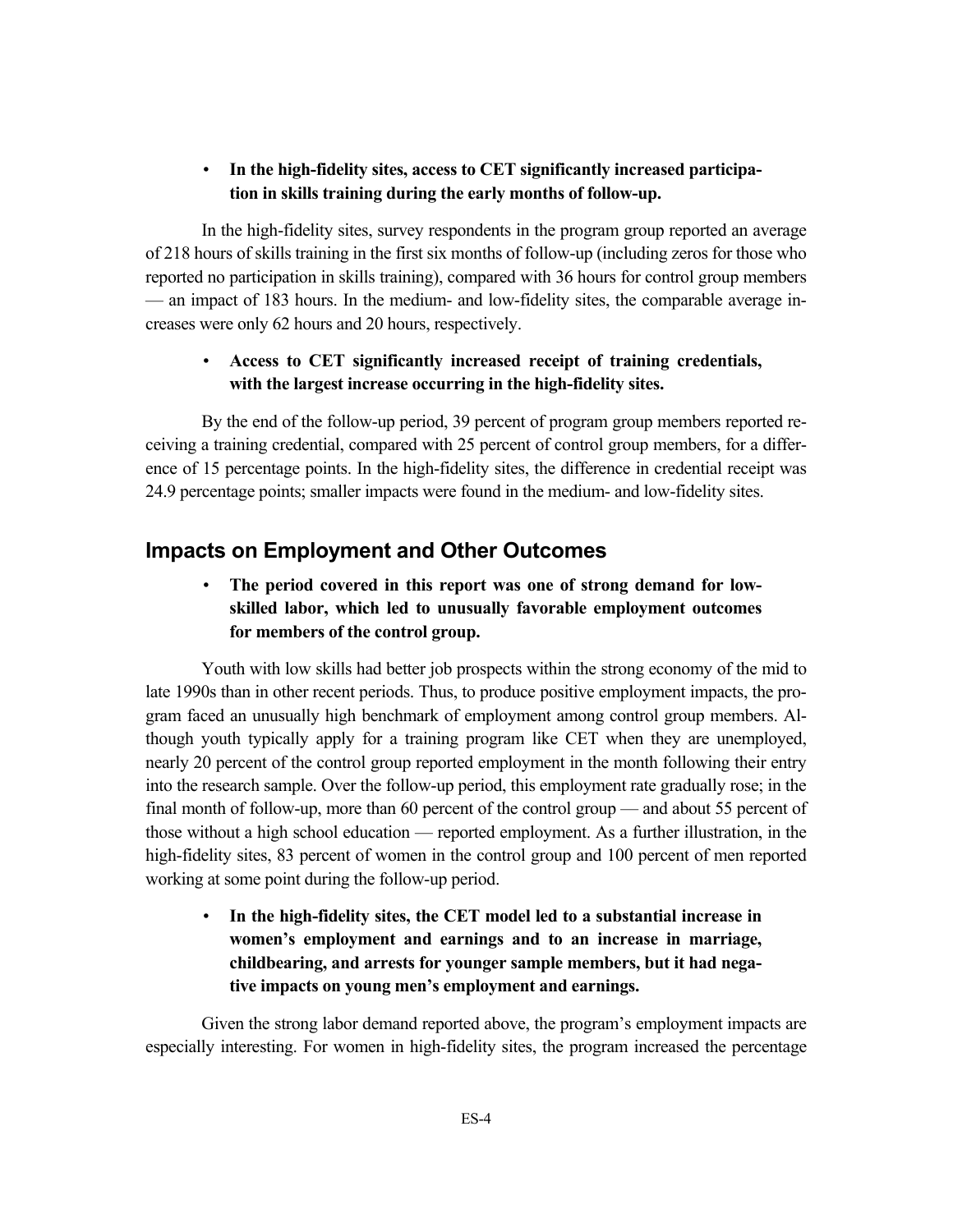- **In the high-fidelity sites, access to CET significantly increased participation in skills training during the early months of follow-up.**

In the high-fidelity sites, survey respondents in the program group reported an average of 218 hours of skills training in the first six months of follow-up (including zeros for those who reported no participation in skills training), compared with 36 hours for control group members — an impact of 183 hours. In the medium- and low-fidelity sites, the comparable average increases were only 62 hours and 20 hours, respectively.

- **Access to CET significantly increased receipt of training credentials, with the largest increase occurring in the high-fidelity sites.**

By the end of the follow-up period, 39 percent of program group members reported receiving a training credential, compared with 25 percent of control group members, for a difference of 15 percentage points. In the high-fidelity sites, the difference in credential receipt was 24.9 percentage points; smaller impacts were found in the medium- and low-fidelity sites.

## Impacts on Employment and Other Outcomes

- **The period covered in this report was one of strong demand for low-skilled labor, which led to unusually favorable employment outcomes for members of the control group.**

Youth with low skills had better job prospects within the strong economy of the mid to late 1990s than in other recent periods. Thus, to produce positive employment impacts, the program faced an unusually high benchmark of employment among control group members. Although youth typically apply for a training program like CET when they are unemployed, nearly 20 percent of the control group reported employment in the month following their entry into the research sample. Over the follow-up period, this employment rate gradually rose; in the final month of follow-up, more than 60 percent of the control group — and about 55 percent of those without a high school education — reported employment. As a further illustration, in the high-fidelity sites, 83 percent of women in the control group and 100 percent of men reported working at some point during the follow-up period.

- **In the high-fidelity sites, the CET model led to a substantial increase in women's employment and earnings and to an increase in marriage, childbearing, and arrests for younger sample members, but it had negative impacts on young men's employment and earnings.**

Given the strong labor demand reported above, the program's employment impacts are especially interesting. For women in high-fidelity sites, the program increased the percentage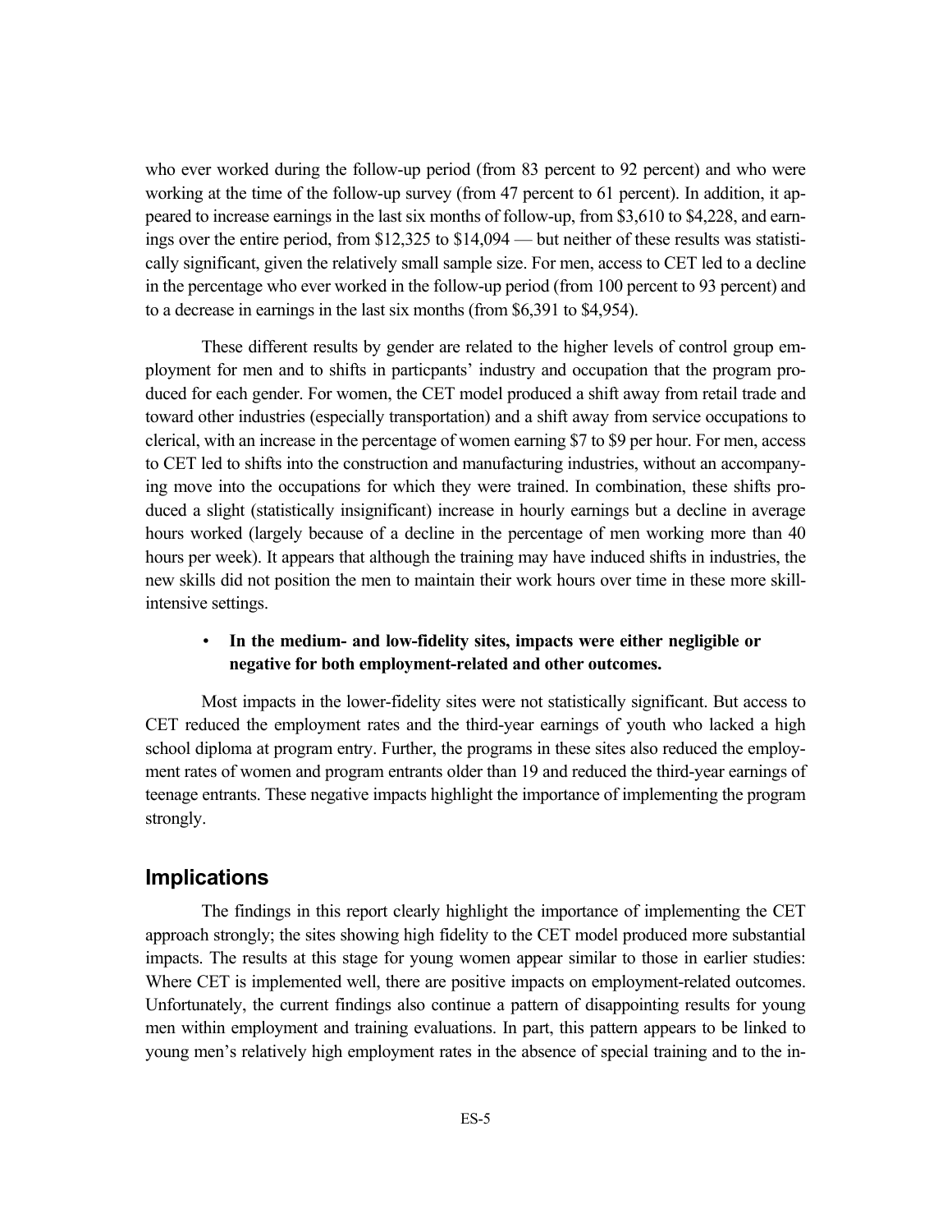who ever worked during the follow-up period (from 83 percent to 92 percent) and who were working at the time of the follow-up survey (from 47 percent to 61 percent). In addition, it appeared to increase earnings in the last six months of follow-up, from $3,610 to $4,228, and earnings over the entire period, from $12,325 to $14,094 — but neither of these results was statistically significant, given the relatively small sample size. For men, access to CET led to a decline in the percentage who ever worked in the follow-up period (from 100 percent to 93 percent) and to a decrease in earnings in the last six months (from $6,391 to $4,954).

These different results by gender are related to the higher levels of control group employment for men and to shifts in particpants' industry and occupation that the program produced for each gender. For women, the CET model produced a shift away from retail trade and toward other industries (especially transportation) and a shift away from service occupations to clerical, with an increase in the percentage of women earning $7 to $9 per hour. For men, access to CET led to shifts into the construction and manufacturing industries, without an accompanying move into the occupations for which they were trained. In combination, these shifts produced a slight (statistically insignificant) increase in hourly earnings but a decline in average hours worked (largely because of a decline in the percentage of men working more than 40 hours per week). It appears that although the training may have induced shifts in industries, the new skills did not position the men to maintain their work hours over time in these more skill-intensive settings.

- **In the medium- and low-fidelity sites, impacts were either negligible or negative for both employment-related and other outcomes.**

Most impacts in the lower-fidelity sites were not statistically significant. But access to CET reduced the employment rates and the third-year earnings of youth who lacked a high school diploma at program entry. Further, the programs in these sites also reduced the employment rates of women and program entrants older than 19 and reduced the third-year earnings of teenage entrants. These negative impacts highlight the importance of implementing the program strongly.

## Implications

The findings in this report clearly highlight the importance of implementing the CET approach strongly; the sites showing high fidelity to the CET model produced more substantial impacts. The results at this stage for young women appear similar to those in earlier studies: Where CET is implemented well, there are positive impacts on employment-related outcomes. Unfortunately, the current findings also continue a pattern of disappointing results for young men within employment and training evaluations. In part, this pattern appears to be linked to young men's relatively high employment rates in the absence of special training and to the in-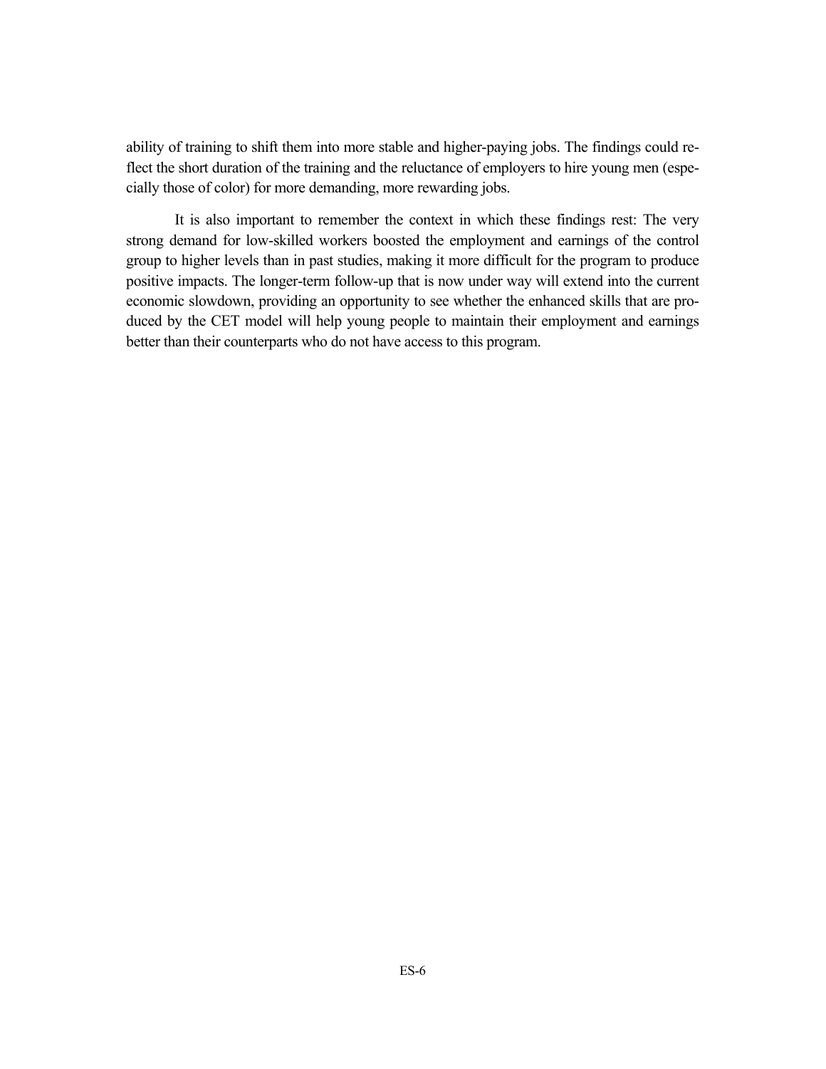ability of training to shift them into more stable and higher-paying jobs. The findings could reflect the short duration of the training and the reluctance of employers to hire young men (especially those of color) for more demanding, more rewarding jobs.

It is also important to remember the context in which these findings rest: The very strong demand for low-skilled workers boosted the employment and earnings of the control group to higher levels than in past studies, making it more difficult for the program to produce positive impacts. The longer-term follow-up that is now under way will extend into the current economic slowdown, providing an opportunity to see whether the enhanced skills that are produced by the CET model will help young people to maintain their employment and earnings better than their counterparts who do not have access to this program.